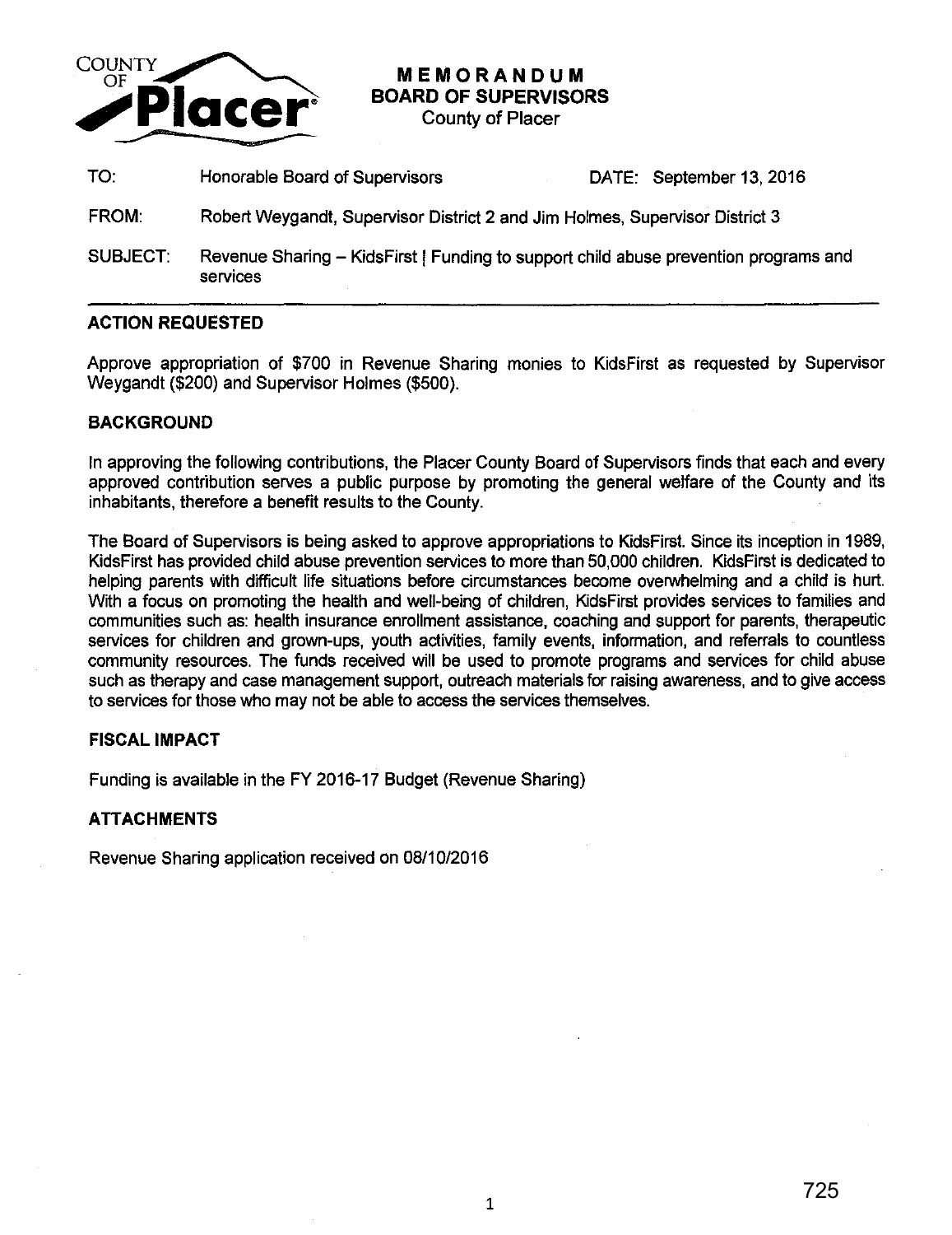COUNTY OF Placer

# MEMORANDUM
## BOARD OF SUPERVISORS
County of Placer

TO: Honorable Board of Supervisors DATE: September 13, 2016

FROM: Robert Weygandt, Supervisor District 2 and Jim Holmes, Supervisor District 3

SUBJECT: Revenue Sharing – KidsFirst | Funding to support child abuse prevention programs and services

---

### ACTION REQUESTED

Approve appropriation of $700 in Revenue Sharing monies to KidsFirst as requested by Supervisor Weygandt ($200) and Supervisor Holmes ($500).

### BACKGROUND

In approving the following contributions, the Placer County Board of Supervisors finds that each and every approved contribution serves a public purpose by promoting the general welfare of the County and its inhabitants, therefore a benefit results to the County.

The Board of Supervisors is being asked to approve appropriations to KidsFirst. Since its inception in 1989, KidsFirst has provided child abuse prevention services to more than 50,000 children. KidsFirst is dedicated to helping parents with difficult life situations before circumstances become overwhelming and a child is hurt. With a focus on promoting the health and well-being of children, KidsFirst provides services to families and communities such as: health insurance enrollment assistance, coaching and support for parents, therapeutic services for children and grown-ups, youth activities, family events, information, and referrals to countless community resources. The funds received will be used to promote programs and services for child abuse such as therapy and case management support, outreach materials for raising awareness, and to give access to services for those who may not be able to access the services themselves.

### FISCAL IMPACT

Funding is available in the FY 2016-17 Budget (Revenue Sharing)

### ATTACHMENTS

Revenue Sharing application received on 08/10/2016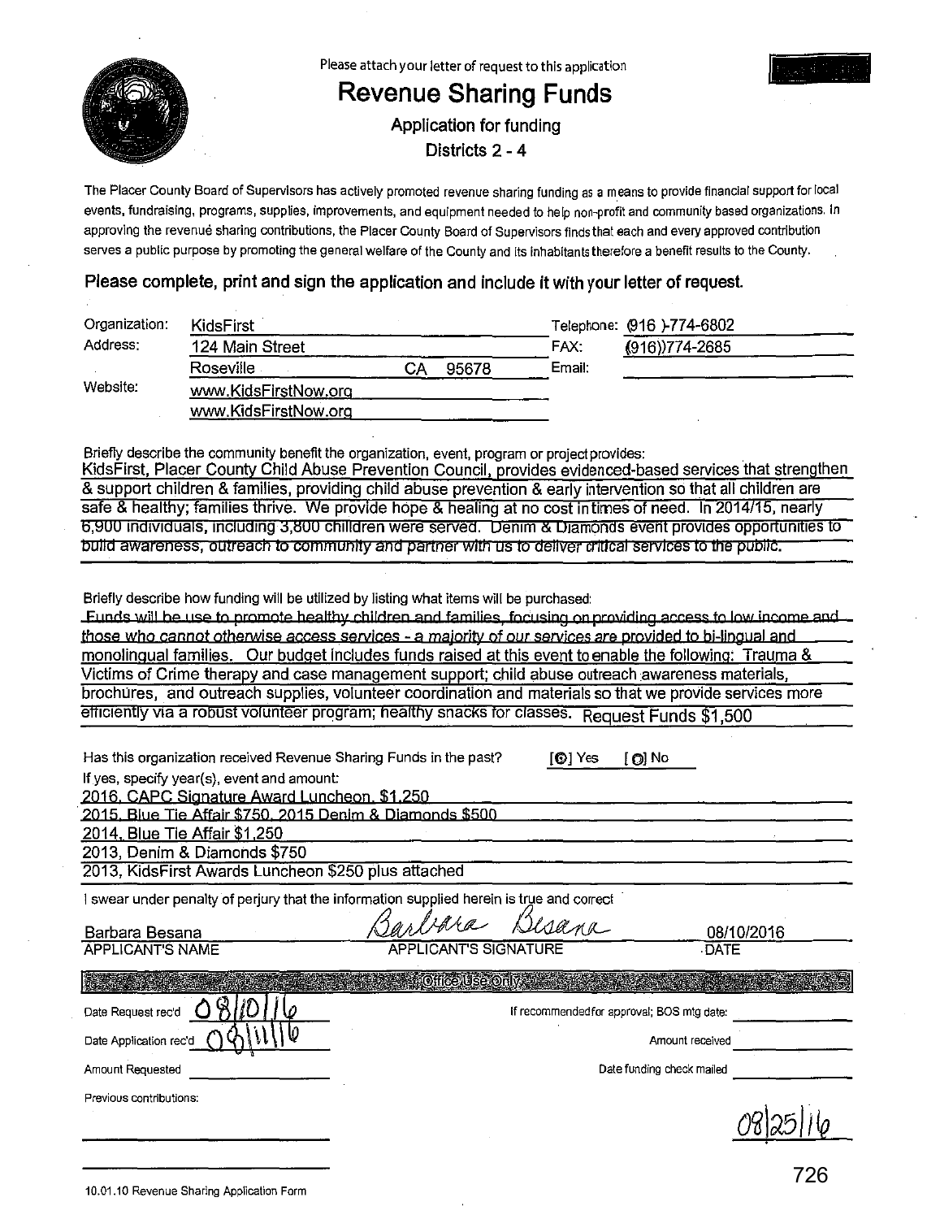Please attach your letter of request to this application

# Revenue Sharing Funds

## Application for funding

### Districts 2 - 4

The Placer County Board of Supervisors has actively promoted revenue sharing funding as a means to provide financial support for local events, fundraising, programs, supplies, improvements, and equipment needed to help non-profit and community based organizations. In approving the revenue sharing contributions, the Placer County Board of Supervisors finds that each and every approved contribution serves a public purpose by promoting the general welfare of the County and its inhabitants therefore a benefit results to the County.

**Please complete, print and sign the application and include it with your letter of request.**

| | | | |
|---|---|---|---|
| Organization: | KidsFirst | Telephone: | (916 )-774-6802 |
| Address: | 124 Main Street | FAX: | (916))774-2685 |
| | Roseville CA 95678 | Email: | |
| Website: | www.KidsFirstNow.org | | |
| | www.KidsFirstNow.org | | |

Briefly describe the community benefit the organization, event, program or project provides:

KidsFirst, Placer County Child Abuse Prevention Council, provides evidenced-based services that strengthen & support children & families, providing child abuse prevention & early intervention so that all children are safe & healthy; families thrive. We provide hope & healing at no cost in times of need. In 2014/15, nearly 6,900 individuals, including 3,800 children were served. Denim & Diamonds event provides opportunities to build awareness, outreach to community and partner with us to deliver critical services to the public.

Briefly describe how funding will be utilized by listing what items will be purchased:

Funds will be use to promote healthy children and families, focusing on providing access to low income and those who cannot otherwise access services - a majority of our services are provided to bi-lingual and monolingual families. Our budget includes funds raised at this event to enable the following: Trauma & Victims of Crime therapy and case management support; child abuse outreach awareness materials, brochures, and outreach supplies, volunteer coordination and materials so that we provide services more efficiently via a robust volunteer program; healthy snacks for classes. Request Funds $1,500

Has this organization received Revenue Sharing Funds in the past? [●] Yes [ ] No

If yes, specify year(s), event and amount:

2016, CAPC Signature Award Luncheon, $1,250
2015, Blue Tie Affair $750, 2015 Denim & Diamonds $500
2014, Blue Tie Affair $1,250
2013, Denim & Diamonds $750
2013, KidsFirst Awards Luncheon $250 plus attached

I swear under penalty of perjury that the information supplied herein is true and correct

| | | |
|---|---|---|
| Barbara Besana | *Barbara Besana* | 08/10/2016 |
| APPLICANT'S NAME | APPLICANT'S SIGNATURE | DATE |

**Office Use Only**

| | | | |
|---|---|---|---|
| Date Request rec'd | 08/10/16 | If recommended for approval; BOS mtg date: | |
| Date Application rec'd | 08/11/16 | Amount received | |
| Amount Requested | | Date funding check mailed | |
| Previous contributions: | | | 08/25/16 |

10.01.10 Revenue Sharing Application Form